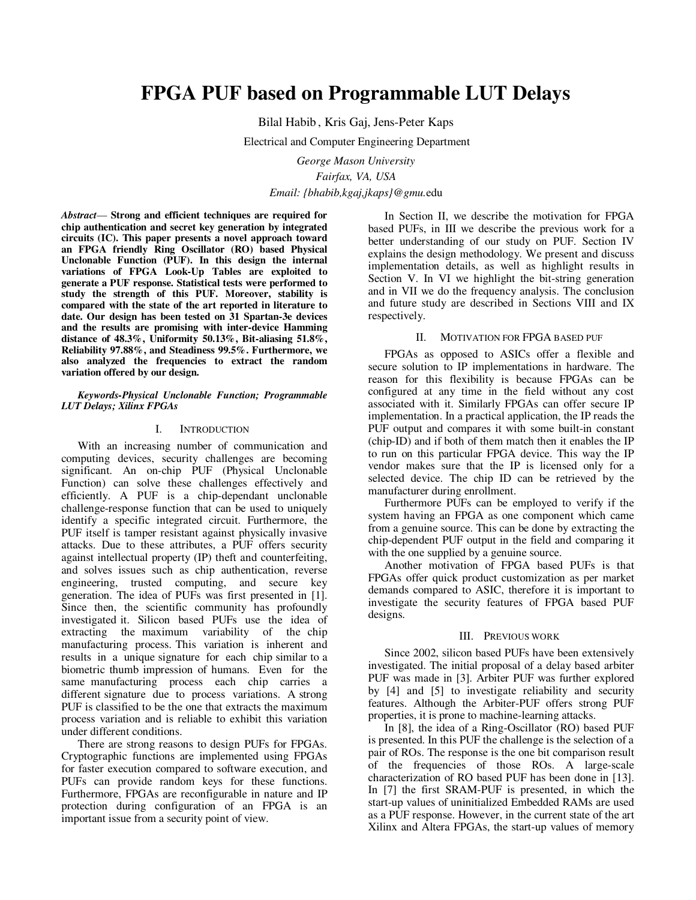# FPGA PUF based on Programmable LUT Delays

Bilal Habib , Kris Gaj, Jens-Peter Kaps

Electrical and Computer Engineering Department

*George Mason University*

*Fairfax, VA, USA*

*Email: {bhabib,kgaj,jkaps}@gmu.*edu

***Abstract*— Strong and efficient techniques are required for chip authentication and secret key generation by integrated circuits (IC). This paper presents a novel approach toward an FPGA friendly Ring Oscillator (RO) based Physical Unclonable Function (PUF). In this design the internal variations of FPGA Look-Up Tables are exploited to generate a PUF response. Statistical tests were performed to study the strength of this PUF. Moreover, stability is compared with the state of the art reported in literature to date. Our design has been tested on 31 Spartan-3e devices and the results are promising with inter-device Hamming distance of 48.3%, Uniformity 50.13%, Bit-aliasing 51.8%, Reliability 97.88%, and Steadiness 99.5%. Furthermore, we also analyzed the frequencies to extract the random variation offered by our design.**

***Keywords-Physical Unclonable Function; Programmable LUT Delays; Xilinx FPGAs***

## I. Introduction

With an increasing number of communication and computing devices, security challenges are becoming significant. An on-chip PUF (Physical Unclonable Function) can solve these challenges effectively and efficiently. A PUF is a chip-dependant unclonable challenge-response function that can be used to uniquely identify a specific integrated circuit. Furthermore, the PUF itself is tamper resistant against physically invasive attacks. Due to these attributes, a PUF offers security against intellectual property (IP) theft and counterfeiting, and solves issues such as chip authentication, reverse engineering, trusted computing, and secure key generation. The idea of PUFs was first presented in [1]. Since then, the scientific community has profoundly investigated it. Silicon based PUFs use the idea of extracting the maximum variability of the chip manufacturing process. This variation is inherent and results in a unique signature for each chip similar to a biometric thumb impression of humans. Even for the same manufacturing process each chip carries a different signature due to process variations. A strong PUF is classified to be the one that extracts the maximum process variation and is reliable to exhibit this variation under different conditions.

There are strong reasons to design PUFs for FPGAs. Cryptographic functions are implemented using FPGAs for faster execution compared to software execution, and PUFs can provide random keys for these functions. Furthermore, FPGAs are reconfigurable in nature and IP protection during configuration of an FPGA is an important issue from a security point of view.

In Section II, we describe the motivation for FPGA based PUFs, in III we describe the previous work for a better understanding of our study on PUF. Section IV explains the design methodology. We present and discuss implementation details, as well as highlight results in Section V. In VI we highlight the bit-string generation and in VII we do the frequency analysis. The conclusion and future study are described in Sections VIII and IX respectively.

## II. Motivation for FPGA based PUF

FPGAs as opposed to ASICs offer a flexible and secure solution to IP implementations in hardware. The reason for this flexibility is because FPGAs can be configured at any time in the field without any cost associated with it. Similarly FPGAs can offer secure IP implementation. In a practical application, the IP reads the PUF output and compares it with some built-in constant (chip-ID) and if both of them match then it enables the IP to run on this particular FPGA device. This way the IP vendor makes sure that the IP is licensed only for a selected device. The chip ID can be retrieved by the manufacturer during enrollment.

Furthermore PUFs can be employed to verify if the system having an FPGA as one component which came from a genuine source. This can be done by extracting the chip-dependent PUF output in the field and comparing it with the one supplied by a genuine source.

Another motivation of FPGA based PUFs is that FPGAs offer quick product customization as per market demands compared to ASIC, therefore it is important to investigate the security features of FPGA based PUF designs.

## III. Previous work

Since 2002, silicon based PUFs have been extensively investigated. The initial proposal of a delay based arbiter PUF was made in [3]. Arbiter PUF was further explored by [4] and [5] to investigate reliability and security features. Although the Arbiter-PUF offers strong PUF properties, it is prone to machine-learning attacks.

In [8], the idea of a Ring-Oscillator (RO) based PUF is presented. In this PUF the challenge is the selection of a pair of ROs. The response is the one bit comparison result of the frequencies of those ROs. A large-scale characterization of RO based PUF has been done in [13]. In [7] the first SRAM-PUF is presented, in which the start-up values of uninitialized Embedded RAMs are used as a PUF response. However, in the current state of the art Xilinx and Altera FPGAs, the start-up values of memory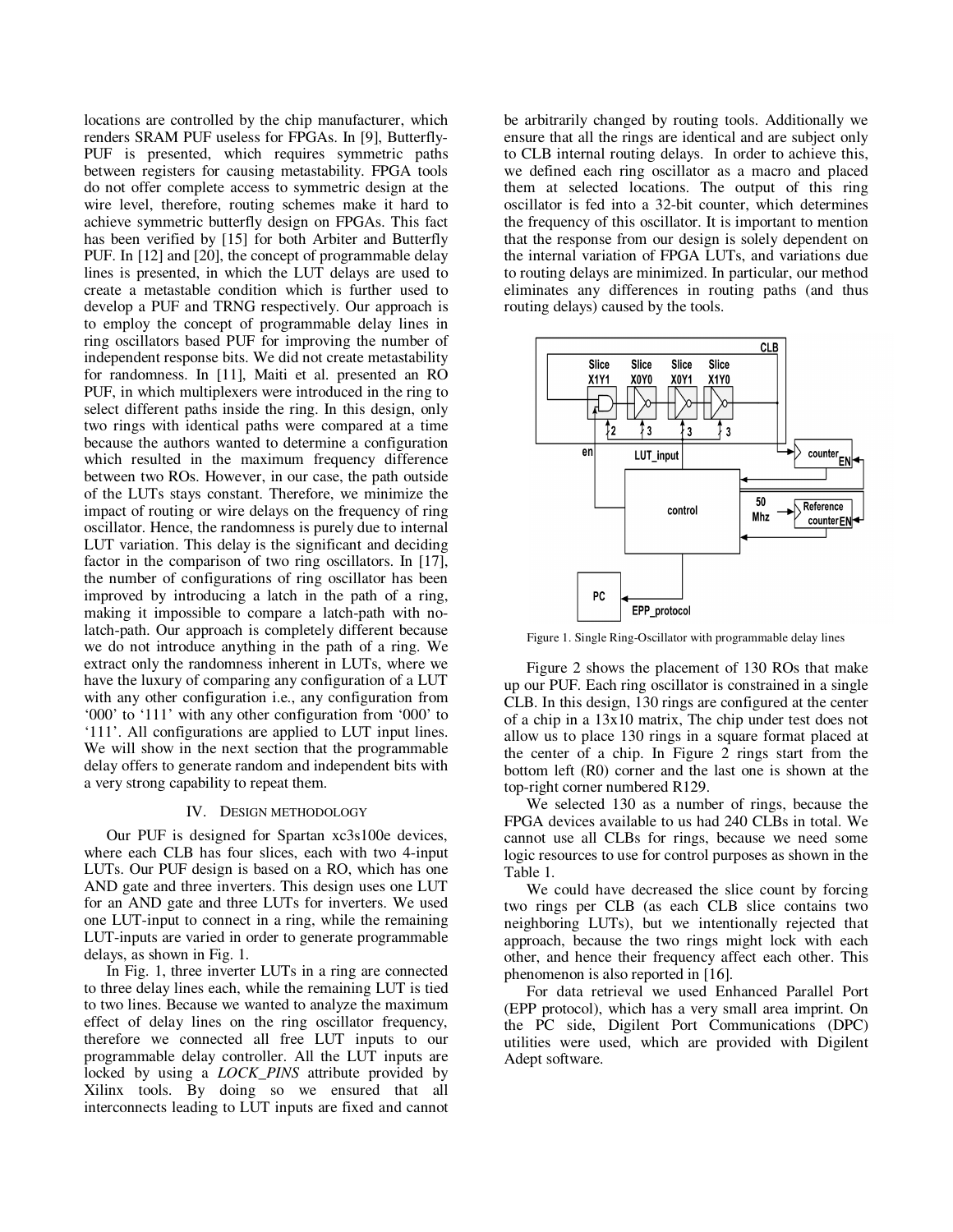locations are controlled by the chip manufacturer, which renders SRAM PUF useless for FPGAs. In [9], Butterfly-PUF is presented, which requires symmetric paths between registers for causing metastability. FPGA tools do not offer complete access to symmetric design at the wire level, therefore, routing schemes make it hard to achieve symmetric butterfly design on FPGAs. This fact has been verified by [15] for both Arbiter and Butterfly PUF. In [12] and [20], the concept of programmable delay lines is presented, in which the LUT delays are used to create a metastable condition which is further used to develop a PUF and TRNG respectively. Our approach is to employ the concept of programmable delay lines in ring oscillators based PUF for improving the number of independent response bits. We did not create metastability for randomness. In [11], Maiti et al. presented an RO PUF, in which multiplexers were introduced in the ring to select different paths inside the ring. In this design, only two rings with identical paths were compared at a time because the authors wanted to determine a configuration which resulted in the maximum frequency difference between two ROs. However, in our case, the path outside of the LUTs stays constant. Therefore, we minimize the impact of routing or wire delays on the frequency of ring oscillator. Hence, the randomness is purely due to internal LUT variation. This delay is the significant and deciding factor in the comparison of two ring oscillators. In [17], the number of configurations of ring oscillator has been improved by introducing a latch in the path of a ring, making it impossible to compare a latch-path with no-latch-path. Our approach is completely different because we do not introduce anything in the path of a ring. We extract only the randomness inherent in LUTs, where we have the luxury of comparing any configuration of a LUT with any other configuration i.e., any configuration from '000' to '111' with any other configuration from '000' to '111'. All configurations are applied to LUT input lines. We will show in the next section that the programmable delay offers to generate random and independent bits with a very strong capability to repeat them.

## IV. Design Methodology

Our PUF is designed for Spartan xc3s100e devices, where each CLB has four slices, each with two 4-input LUTs. Our PUF design is based on a RO, which has one AND gate and three inverters. This design uses one LUT for an AND gate and three LUTs for inverters. We used one LUT-input to connect in a ring, while the remaining LUT-inputs are varied in order to generate programmable delays, as shown in Fig. 1.

In Fig. 1, three inverter LUTs in a ring are connected to three delay lines each, while the remaining LUT is tied to two lines. Because we wanted to analyze the maximum effect of delay lines on the ring oscillator frequency, therefore we connected all free LUT inputs to our programmable delay controller. All the LUT inputs are locked by using a *LOCK_PINS* attribute provided by Xilinx tools. By doing so we ensured that all interconnects leading to LUT inputs are fixed and cannot be arbitrarily changed by routing tools. Additionally we ensure that all the rings are identical and are subject only to CLB internal routing delays. In order to achieve this, we defined each ring oscillator as a macro and placed them at selected locations. The output of this ring oscillator is fed into a 32-bit counter, which determines the frequency of this oscillator. It is important to mention that the response from our design is solely dependent on the internal variation of FPGA LUTs, and variations due to routing delays are minimized. In particular, our method eliminates any differences in routing paths (and thus routing delays) caused by the tools.

Figure 1. Single Ring-Oscillator with programmable delay lines

Figure 2 shows the placement of 130 ROs that make up our PUF. Each ring oscillator is constrained in a single CLB. In this design, 130 rings are configured at the center of a chip in a 13x10 matrix, The chip under test does not allow us to place 130 rings in a square format placed at the center of a chip. In Figure 2 rings start from the bottom left (R0) corner and the last one is shown at the top-right corner numbered R129.

We selected 130 as a number of rings, because the FPGA devices available to us had 240 CLBs in total. We cannot use all CLBs for rings, because we need some logic resources to use for control purposes as shown in the Table 1.

We could have decreased the slice count by forcing two rings per CLB (as each CLB slice contains two neighboring LUTs), but we intentionally rejected that approach, because the two rings might lock with each other, and hence their frequency affect each other. This phenomenon is also reported in [16].

For data retrieval we used Enhanced Parallel Port (EPP protocol), which has a very small area imprint. On the PC side, Digilent Port Communications (DPC) utilities were used, which are provided with Digilent Adept software.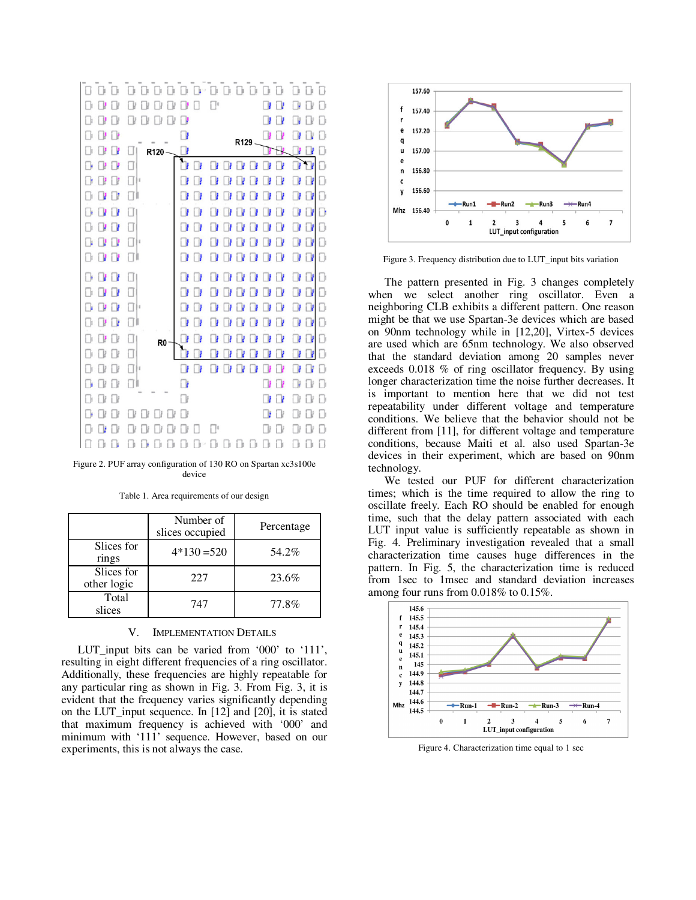Figure 2. PUF array configuration of 130 RO on Spartan xc3s100e device

Table 1. Area requirements of our design

| | Number of slices occupied | Percentage |
|---|---|---|
| Slices for rings | 4*130 =520 | 54.2% |
| Slices for other logic | 227 | 23.6% |
| Total slices | 747 | 77.8% |

## V. IMPLEMENTATION DETAILS

LUT_input bits can be varied from '000' to '111', resulting in eight different frequencies of a ring oscillator. Additionally, these frequencies are highly repeatable for any particular ring as shown in Fig. 3. From Fig. 3, it is evident that the frequency varies significantly depending on the LUT_input sequence. In [12] and [20], it is stated that maximum frequency is achieved with '000' and minimum with '111' sequence. However, based on our experiments, this is not always the case.

Figure 3. Frequency distribution due to LUT_input bits variation

The pattern presented in Fig. 3 changes completely when we select another ring oscillator. Even a neighboring CLB exhibits a different pattern. One reason might be that we use Spartan-3e devices which are based on 90nm technology while in [12,20], Virtex-5 devices are used which are 65nm technology. We also observed that the standard deviation among 20 samples never exceeds 0.018 % of ring oscillator frequency. By using longer characterization time the noise further decreases. It is important to mention here that we did not test repeatability under different voltage and temperature conditions. We believe that the behavior should not be different from [11], for different voltage and temperature conditions, because Maiti et al. also used Spartan-3e devices in their experiment, which are based on 90nm technology.

We tested our PUF for different characterization times; which is the time required to allow the ring to oscillate freely. Each RO should be enabled for enough time, such that the delay pattern associated with each LUT input value is sufficiently repeatable as shown in Fig. 4. Preliminary investigation revealed that a small characterization time causes huge differences in the pattern. In Fig. 5, the characterization time is reduced from 1sec to 1msec and standard deviation increases among four runs from 0.018% to 0.15%.

Figure 4. Characterization time equal to 1 sec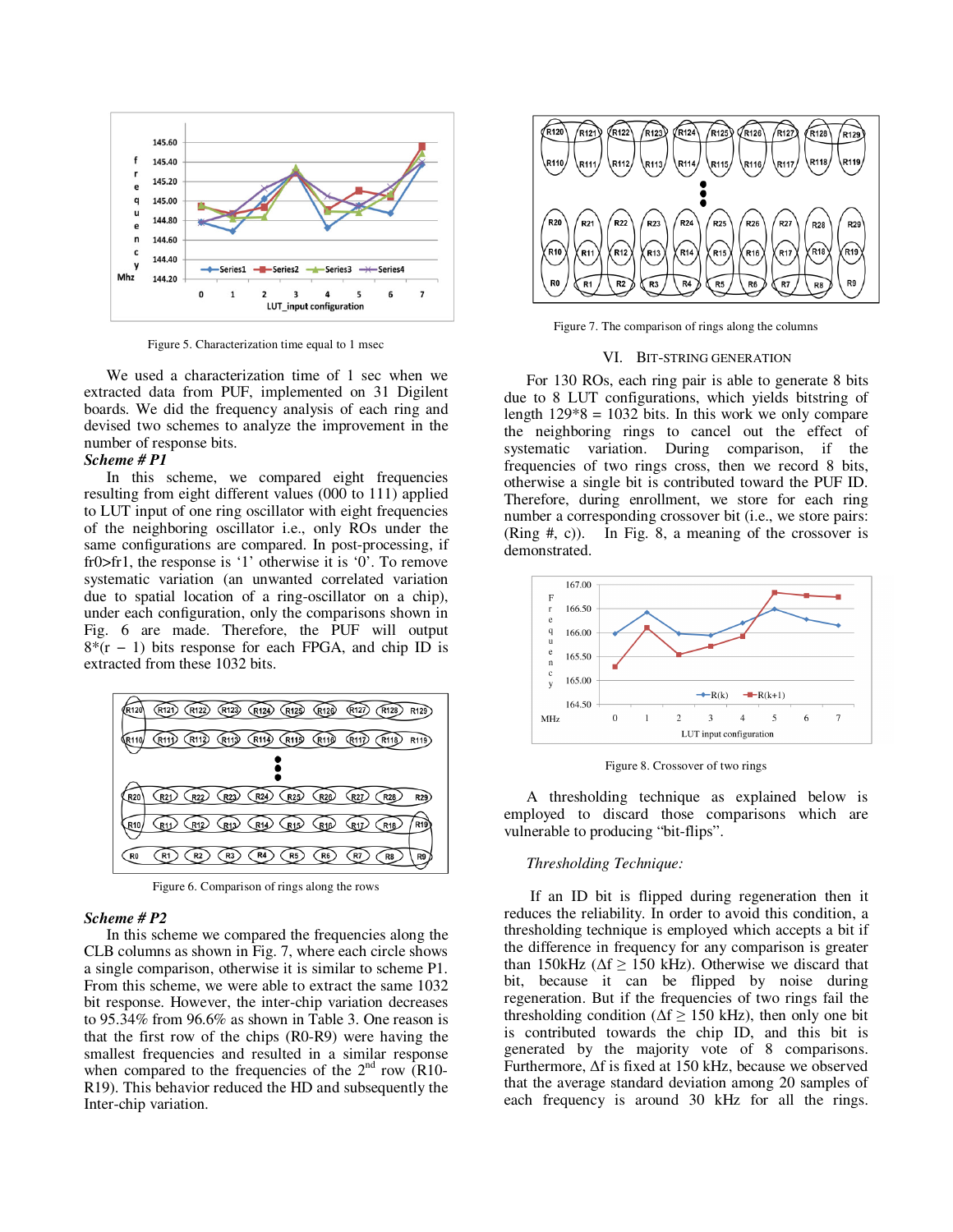Figure 5. Characterization time equal to 1 msec

We used a characterization time of 1 sec when we extracted data from PUF, implemented on 31 Digilent boards. We did the frequency analysis of each ring and devised two schemes to analyze the improvement in the number of response bits.

***Scheme # P1***

In this scheme, we compared eight frequencies resulting from eight different values (000 to 111) applied to LUT input of one ring oscillator with eight frequencies of the neighboring oscillator i.e., only ROs under the same configurations are compared. In post-processing, if fr0>fr1, the response is '1' otherwise it is '0'. To remove systematic variation (an unwanted correlated variation due to spatial location of a ring-oscillator on a chip), under each configuration, only the comparisons shown in Fig. 6 are made. Therefore, the PUF will output $8*(r - 1)$ bits response for each FPGA, and chip ID is extracted from these 1032 bits.

Figure 6. Comparison of rings along the rows

***Scheme # P2***

In this scheme we compared the frequencies along the CLB columns as shown in Fig. 7, where each circle shows a single comparison, otherwise it is similar to scheme P1. From this scheme, we were able to extract the same 1032 bit response. However, the inter-chip variation decreases to 95.34% from 96.6% as shown in Table 3. One reason is that the first row of the chips (R0-R9) were having the smallest frequencies and resulted in a similar response when compared to the frequencies of the 2nd row (R10-R19). This behavior reduced the HD and subsequently the Inter-chip variation.

Figure 7. The comparison of rings along the columns

## VI. Bit-String Generation

For 130 ROs, each ring pair is able to generate 8 bits due to 8 LUT configurations, which yields bitstring of length 129*8 = 1032 bits. In this work we only compare the neighboring rings to cancel out the effect of systematic variation. During comparison, if the frequencies of two rings cross, then we record 8 bits, otherwise a single bit is contributed toward the PUF ID. Therefore, during enrollment, we store for each ring number a corresponding crossover bit (i.e., we store pairs: (Ring #, c)). In Fig. 8, a meaning of the crossover is demonstrated.

Figure 8. Crossover of two rings

A thresholding technique as explained below is employed to discard those comparisons which are vulnerable to producing "bit-flips".

*Thresholding Technique:*

If an ID bit is flipped during regeneration then it reduces the reliability. In order to avoid this condition, a thresholding technique is employed which accepts a bit if the difference in frequency for any comparison is greater than 150kHz ($\Delta f \geq 150$ kHz). Otherwise we discard that bit, because it can be flipped by noise during regeneration. But if the frequencies of two rings fail the thresholding condition ($\Delta f \geq 150$ kHz), then only one bit is contributed towards the chip ID, and this bit is generated by the majority vote of 8 comparisons. Furthermore, $\Delta f$ is fixed at 150 kHz, because we observed that the average standard deviation among 20 samples of each frequency is around 30 kHz for all the rings.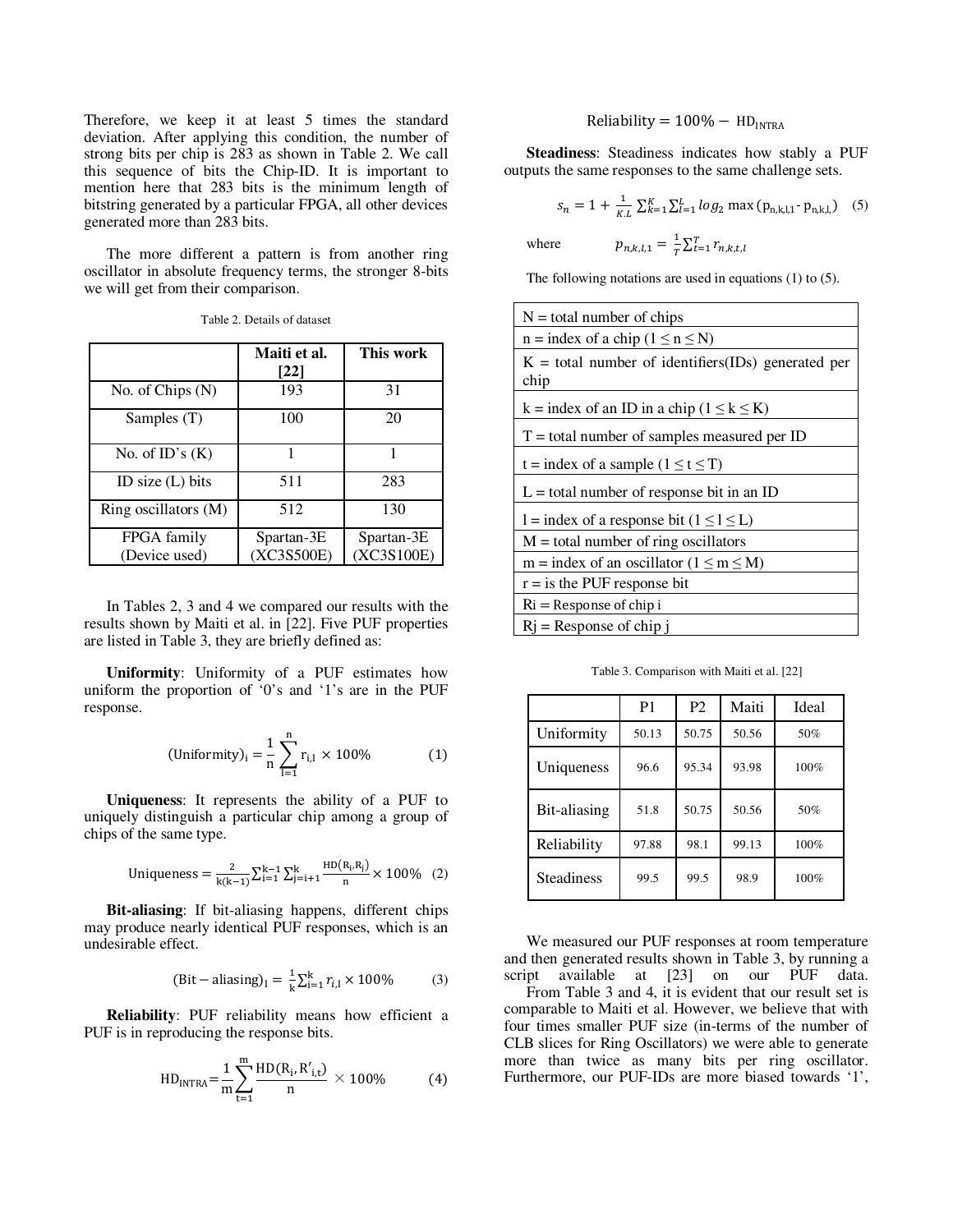Therefore, we keep it at least 5 times the standard deviation. After applying this condition, the number of strong bits per chip is 283 as shown in Table 2. We call this sequence of bits the Chip-ID. It is important to mention here that 283 bits is the minimum length of bitstring generated by a particular FPGA, all other devices generated more than 283 bits.

The more different a pattern is from another ring oscillator in absolute frequency terms, the stronger 8-bits we will get from their comparison.

Table 2. Details of dataset

| | Maiti et al. [22] | This work |
|---|---|---|
| No. of Chips (N) | 193 | 31 |
| Samples (T) | 100 | 20 |
| No. of ID's (K) | 1 | 1 |
| ID size (L) bits | 511 | 283 |
| Ring oscillators (M) | 512 | 130 |
| FPGA family (Device used) | Spartan-3E (XC3S500E) | Spartan-3E (XC3S100E) |

In Tables 2, 3 and 4 we compared our results with the results shown by Maiti et al. in [22]. Five PUF properties are listed in Table 3, they are briefly defined as:

**Uniformity**: Uniformity of a PUF estimates how uniform the proportion of '0's and '1's are in the PUF response.

$$(\text{Uniformity})_i = \frac{1}{n}\sum_{l=1}^{n} r_{i,l} \times 100\% \qquad (1)$$

**Uniqueness**: It represents the ability of a PUF to uniquely distinguish a particular chip among a group of chips of the same type.

$$\text{Uniqueness} = \frac{2}{k(k-1)}\sum_{i=1}^{k-1}\sum_{j=i+1}^{k}\frac{HD(R_i,R_j)}{n} \times 100\% \quad (2)$$

**Bit-aliasing**: If bit-aliasing happens, different chips may produce nearly identical PUF responses, which is an undesirable effect.

$$(\text{Bit}-\text{aliasing})_l = \frac{1}{k}\sum_{i=1}^{k} r_{i,l} \times 100\% \qquad (3)$$

**Reliability**: PUF reliability means how efficient a PUF is in reproducing the response bits.

$$HD_{INTRA} = \frac{1}{m}\sum_{t=1}^{m}\frac{HD(R_i, R'_{i,t})}{n} \times 100\% \qquad (4)$$

$$\text{Reliability} = 100\% - HD_{INTRA}$$

**Steadiness**: Steadiness indicates how stably a PUF outputs the same responses to the same challenge sets.

$$s_n = 1 + \frac{1}{K.L}\sum_{k=1}^{K}\sum_{l=1}^{L} log_2 \max(p_{n,k,l,1} - p_{n,k,l}) \quad (5)$$

where $p_{n,k,l,1} = \frac{1}{T}\sum_{t=1}^{T} r_{n,k,t,l}$

The following notations are used in equations (1) to (5).

| |
|---|
| N = total number of chips |
| n = index of a chip (1 ≤ n ≤ N) |
| K = total number of identifiers(IDs) generated per chip |
| k = index of an ID in a chip (1 ≤ k ≤ K) |
| T = total number of samples measured per ID |
| t = index of a sample (1 ≤ t ≤ T) |
| L = total number of response bit in an ID |
| l = index of a response bit (1 ≤ l ≤ L) |
| M = total number of ring oscillators |
| m = index of an oscillator (1 ≤ m ≤ M) |
| r = is the PUF response bit |
| Ri = Response of chip i |
| Rj = Response of chip j |

Table 3. Comparison with Maiti et al. [22]

| | P1 | P2 | Maiti | Ideal |
|---|---|---|---|---|
| Uniformity | 50.13 | 50.75 | 50.56 | 50% |
| Uniqueness | 96.6 | 95.34 | 93.98 | 100% |
| Bit-aliasing | 51.8 | 50.75 | 50.56 | 50% |
| Reliability | 97.88 | 98.1 | 99.13 | 100% |
| Steadiness | 99.5 | 99.5 | 98.9 | 100% |

We measured our PUF responses at room temperature and then generated results shown in Table 3, by running a script available at [23] on our PUF data.

From Table 3 and 4, it is evident that our result set is comparable to Maiti et al. However, we believe that with four times smaller PUF size (in-terms of the number of CLB slices for Ring Oscillators) we were able to generate more than twice as many bits per ring oscillator. Furthermore, our PUF-IDs are more biased towards '1',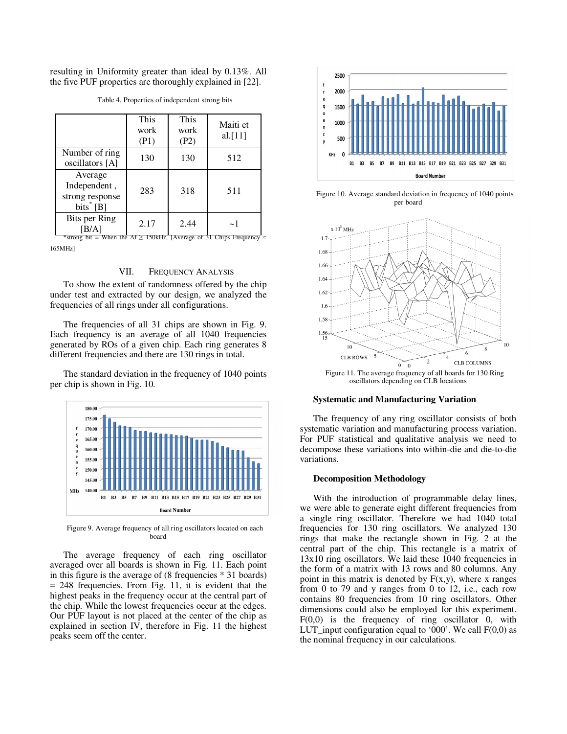resulting in Uniformity greater than ideal by 0.13%. All the five PUF properties are thoroughly explained in [22].

Table 4. Properties of independent strong bits

| | This work (P1) | This work (P2) | Maiti et al.[11] |
|---|---|---|---|
| Number of ring oscillators [A] | 130 | 130 | 512 |
| Average Independent , strong response bits* [B] | 283 | 318 | 511 |
| Bits per Ring [B/A] | 2.17 | 2.44 | ~1 |

*strong bit = When the $\Delta f \geq 150$kHz, [Average of 31 Chips Frequency ≈ 165MHz]

## VII. Frequency Analysis

To show the extent of randomness offered by the chip under test and extracted by our design, we analyzed the frequencies of all rings under all configurations.

The frequencies of all 31 chips are shown in Fig. 9. Each frequency is an average of all 1040 frequencies generated by ROs of a given chip. Each ring generates 8 different frequencies and there are 130 rings in total.

The standard deviation in the frequency of 1040 points per chip is shown in Fig. 10.

Figure 9. Average frequency of all ring oscillators located on each board

The average frequency of each ring oscillator averaged over all boards is shown in Fig. 11. Each point in this figure is the average of (8 frequencies * 31 boards) = 248 frequencies. From Fig. 11, it is evident that the highest peaks in the frequency occur at the central part of the chip. While the lowest frequencies occur at the edges. Our PUF layout is not placed at the center of the chip as explained in section IV, therefore in Fig. 11 the highest peaks seem off the center.

Figure 10. Average standard deviation in frequency of 1040 points per board

Figure 11. The average frequency of all boards for 130 Ring oscillators depending on CLB locations

### Systematic and Manufacturing Variation

The frequency of any ring oscillator consists of both systematic variation and manufacturing process variation. For PUF statistical and qualitative analysis we need to decompose these variations into within-die and die-to-die variations.

### Decomposition Methodology

With the introduction of programmable delay lines, we were able to generate eight different frequencies from a single ring oscillator. Therefore we had 1040 total frequencies for 130 ring oscillators. We analyzed 130 rings that make the rectangle shown in Fig. 2 at the central part of the chip. This rectangle is a matrix of 13x10 ring oscillators. We laid these 1040 frequencies in the form of a matrix with 13 rows and 80 columns. Any point in this matrix is denoted by $F(x,y)$, where x ranges from 0 to 79 and y ranges from 0 to 12, i.e., each row contains 80 frequencies from 10 ring oscillators. Other dimensions could also be employed for this experiment. $F(0,0)$ is the frequency of ring oscillator 0, with LUT_input configuration equal to '000'. We call $F(0,0)$ as the nominal frequency in our calculations.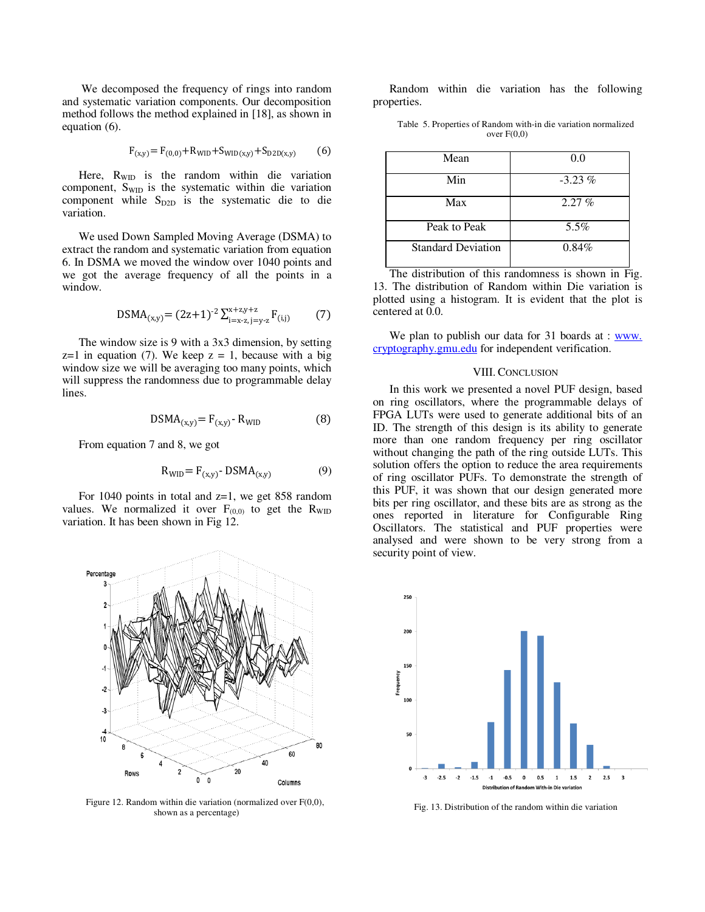We decomposed the frequency of rings into random and systematic variation components. Our decomposition method follows the method explained in [18], as shown in equation (6).

$$F_{(x,y)} = F_{(0,0)} + R_{WID} + S_{WID(x,y)} + S_{D2D(x,y)} \quad (6)$$

Here, $R_{WID}$ is the random within die variation component, $S_{WID}$ is the systematic within die variation component while $S_{D2D}$ is the systematic die to die variation.

We used Down Sampled Moving Average (DSMA) to extract the random and systematic variation from equation 6. In DSMA we moved the window over 1040 points and we got the average frequency of all the points in a window.

$$DSMA_{(x,y)} = (2z+1)^{-2} \sum_{i=x-z,\, j=y-z}^{x+z,\, y+z} F_{(i,j)} \quad (7)$$

The window size is 9 with a 3x3 dimension, by setting z=1 in equation (7). We keep z = 1, because with a big window size we will be averaging too many points, which will suppress the randomness due to programmable delay lines.

$$DSMA_{(x,y)} = F_{(x,y)} - R_{WID} \quad (8)$$

From equation 7 and 8, we got

$$R_{WID} = F_{(x,y)} - DSMA_{(x,y)} \quad (9)$$

For 1040 points in total and z=1, we get 858 random values. We normalized it over $F_{(0,0)}$ to get the $R_{WID}$ variation. It has been shown in Fig 12.

Figure 12. Random within die variation (normalized over F(0,0), shown as a percentage)

Random within die variation has the following properties.

Table 5. Properties of Random with-in die variation normalized over F(0,0)

| | |
|---|---|
| Mean | 0.0 |
| Min | -3.23 % |
| Max | 2.27 % |
| Peak to Peak | 5.5% |
| Standard Deviation | 0.84% |

The distribution of this randomness is shown in Fig. 13. The distribution of Random within Die variation is plotted using a histogram. It is evident that the plot is centered at 0.0.

We plan to publish our data for 31 boards at : [www.cryptography.gmu.edu](www.cryptography.gmu.edu) for independent verification.

## VIII. Conclusion

In this work we presented a novel PUF design, based on ring oscillators, where the programmable delays of FPGA LUTs were used to generate additional bits of an ID. The strength of this design is its ability to generate more than one random frequency per ring oscillator without changing the path of the ring outside LUTs. This solution offers the option to reduce the area requirements of ring oscillator PUFs. To demonstrate the strength of this PUF, it was shown that our design generated more bits per ring oscillator, and these bits are as strong as the ones reported in literature for Configurable Ring Oscillators. The statistical and PUF properties were analysed and were shown to be very strong from a security point of view.

Fig. 13. Distribution of the random within die variation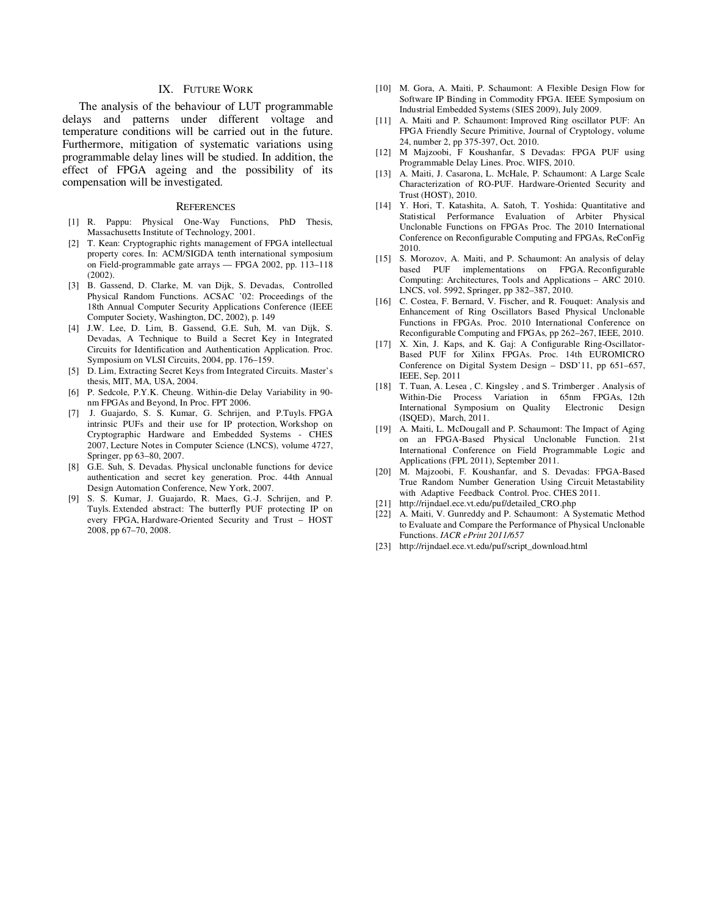## IX. Future Work

The analysis of the behaviour of LUT programmable delays and patterns under different voltage and temperature conditions will be carried out in the future. Furthermore, mitigation of systematic variations using programmable delay lines will be studied. In addition, the effect of FPGA ageing and the possibility of its compensation will be investigated.

## References

[1] R. Pappu: Physical One-Way Functions, PhD Thesis, Massachusetts Institute of Technology, 2001.

[2] T. Kean: Cryptographic rights management of FPGA intellectual property cores. In: ACM/SIGDA tenth international symposium on Field-programmable gate arrays — FPGA 2002, pp. 113–118 (2002).

[3] B. Gassend, D. Clarke, M. van Dijk, S. Devadas, Controlled Physical Random Functions. ACSAC '02: Proceedings of the 18th Annual Computer Security Applications Conference (IEEE Computer Society, Washington, DC, 2002), p. 149

[4] J.W. Lee, D. Lim, B. Gassend, G.E. Suh, M. van Dijk, S. Devadas, A Technique to Build a Secret Key in Integrated Circuits for Identification and Authentication Application. Proc. Symposium on VLSI Circuits, 2004, pp. 176–159.

[5] D. Lim, Extracting Secret Keys from Integrated Circuits. Master's thesis, MIT, MA, USA, 2004.

[6] P. Sedcole, P.Y.K. Cheung. Within-die Delay Variability in 90-nm FPGAs and Beyond, In Proc. FPT 2006.

[7] J. Guajardo, S. S. Kumar, G. Schrijen, and P.Tuyls. FPGA intrinsic PUFs and their use for IP protection, Workshop on Cryptographic Hardware and Embedded Systems - CHES 2007, Lecture Notes in Computer Science (LNCS), volume 4727, Springer, pp 63–80, 2007.

[8] G.E. Suh, S. Devadas. Physical unclonable functions for device authentication and secret key generation. Proc. 44th Annual Design Automation Conference, New York, 2007.

[9] S. S. Kumar, J. Guajardo, R. Maes, G.-J. Schrijen, and P. Tuyls. Extended abstract: The butterfly PUF protecting IP on every FPGA, Hardware-Oriented Security and Trust – HOST 2008, pp 67–70, 2008.

[10] M. Gora, A. Maiti, P. Schaumont: A Flexible Design Flow for Software IP Binding in Commodity FPGA. IEEE Symposium on Industrial Embedded Systems (SIES 2009), July 2009.

[11] A. Maiti and P. Schaumont: Improved Ring oscillator PUF: An FPGA Friendly Secure Primitive, Journal of Cryptology, volume 24, number 2, pp 375-397, Oct. 2010.

[12] M Majzoobi, F Koushanfar, S Devadas: FPGA PUF using Programmable Delay Lines. Proc. WIFS, 2010.

[13] A. Maiti, J. Casarona, L. McHale, P. Schaumont: A Large Scale Characterization of RO-PUF. Hardware-Oriented Security and Trust (HOST), 2010.

[14] Y. Hori, T. Katashita, A. Satoh, T. Yoshida: Quantitative and Statistical Performance Evaluation of Arbiter Physical Unclonable Functions on FPGAs Proc. The 2010 International Conference on Reconfigurable Computing and FPGAs, ReConFig 2010.

[15] S. Morozov, A. Maiti, and P. Schaumont: An analysis of delay based PUF implementations on FPGA. Reconfigurable Computing: Architectures, Tools and Applications – ARC 2010. LNCS, vol. 5992, Springer, pp 382–387, 2010.

[16] C. Costea, F. Bernard, V. Fischer, and R. Fouquet: Analysis and Enhancement of Ring Oscillators Based Physical Unclonable Functions in FPGAs. Proc. 2010 International Conference on Reconfigurable Computing and FPGAs, pp 262–267, IEEE, 2010.

[17] X. Xin, J. Kaps, and K. Gaj: A Configurable Ring-Oscillator-Based PUF for Xilinx FPGAs. Proc. 14th EUROMICRO Conference on Digital System Design – DSD'11, pp 651–657, IEEE, Sep. 2011

[18] T. Tuan, A. Lesea , C. Kingsley , and S. Trimberger . Analysis of Within-Die Process Variation in 65nm FPGAs, 12th International Symposium on Quality Electronic Design (ISQED), March, 2011.

[19] A. Maiti, L. McDougall and P. Schaumont: The Impact of Aging on an FPGA-Based Physical Unclonable Function. 21st International Conference on Field Programmable Logic and Applications (FPL 2011), September 2011.

[20] M. Majzoobi, F. Koushanfar, and S. Devadas: FPGA-Based True Random Number Generation Using Circuit Metastability with Adaptive Feedback Control. Proc. CHES 2011.

[21] http://rijndael.ece.vt.edu/puf/detailed_CRO.php

[22] A. Maiti, V. Gunreddy and P. Schaumont: A Systematic Method to Evaluate and Compare the Performance of Physical Unclonable Functions. *IACR ePrint 2011/657*

[23] http://rijndael.ece.vt.edu/puf/script_download.html